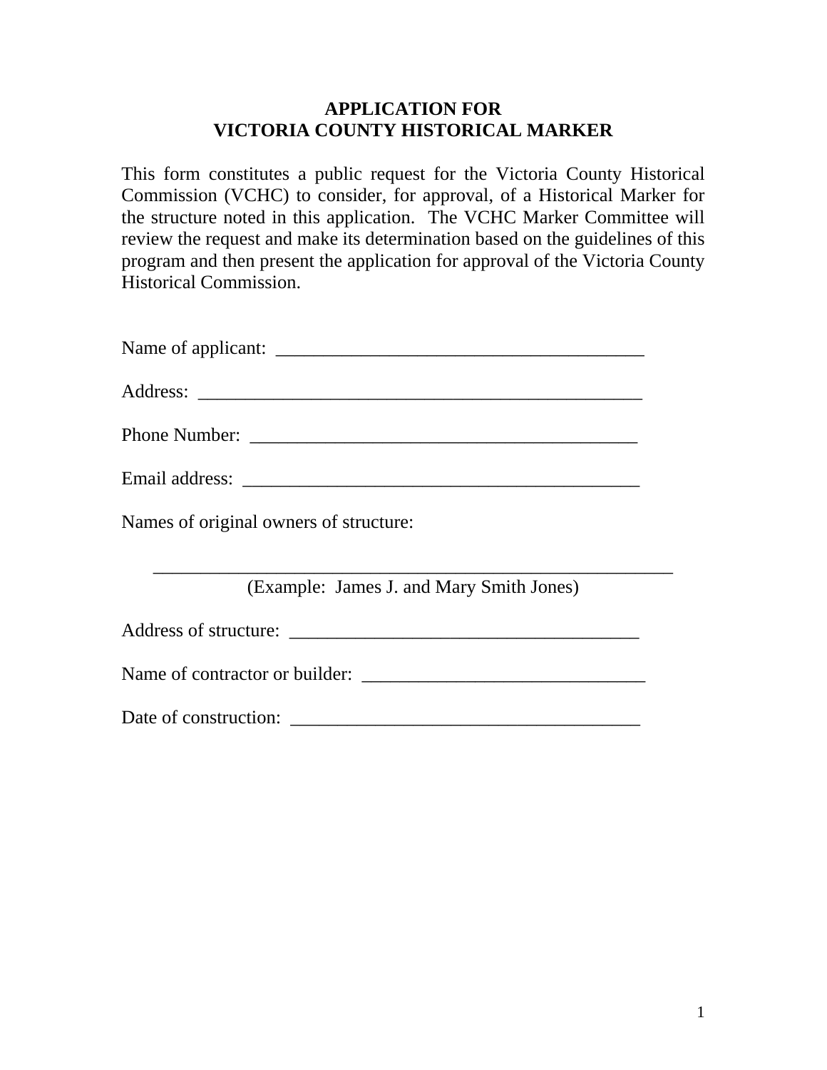# APPLICATION FOR
# VICTORIA COUNTY HISTORICAL MARKER

This form constitutes a public request for the Victoria County Historical Commission (VCHC) to consider, for approval, of a Historical Marker for the structure noted in this application. The VCHC Marker Committee will review the request and make its determination based on the guidelines of this program and then present the application for approval of the Victoria County Historical Commission.

Name of applicant: ________________________________________

Address: ________________________________________________

Phone Number: __________________________________________

Email address: ___________________________________________

Names of original owners of structure:

________________________________________________________

(Example: James J. and Mary Smith Jones)

Address of structure: _____________________________________

Name of contractor or builder: ______________________________

Date of construction: _____________________________________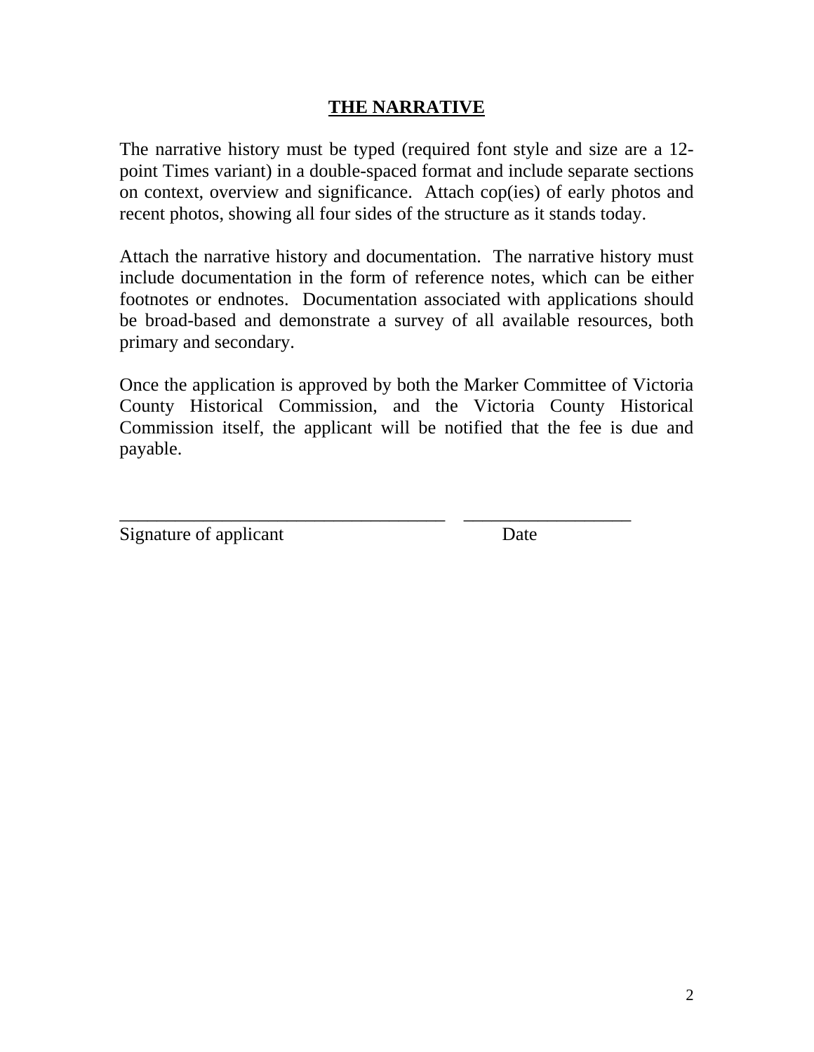## THE NARRATIVE

The narrative history must be typed (required font style and size are a 12-point Times variant) in a double-spaced format and include separate sections on context, overview and significance. Attach cop(ies) of early photos and recent photos, showing all four sides of the structure as it stands today.

Attach the narrative history and documentation. The narrative history must include documentation in the form of reference notes, which can be either footnotes or endnotes. Documentation associated with applications should be broad-based and demonstrate a survey of all available resources, both primary and secondary.

Once the application is approved by both the Marker Committee of Victoria County Historical Commission, and the Victoria County Historical Commission itself, the applicant will be notified that the fee is due and payable.

\_\_\_\_\_\_\_\_\_\_\_\_\_\_\_\_\_\_\_\_\_\_\_\_\_\_\_\_\_\_\_\_\_\_\_\_ \_\_\_\_\_\_\_\_\_\_\_\_\_\_\_\_\_\_\_\_

Signature of applicant Date